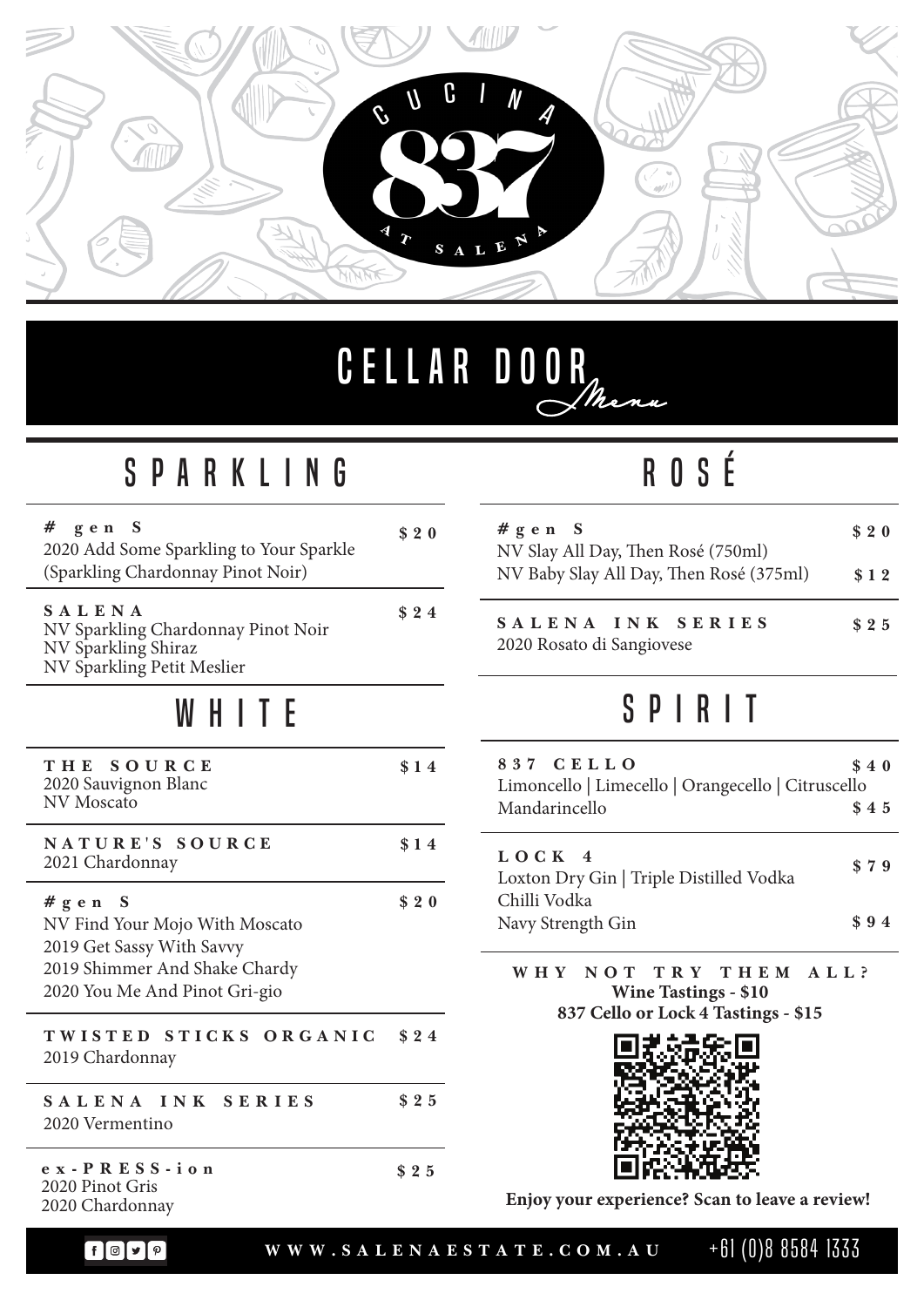# CUCINA 837 AT SALENA

## CELLAR DOOR *Menu*

## SPARKLING

**#gen S** — **$20**
2020 Add Some Sparkling to Your Sparkle
(Sparkling Chardonnay Pinot Noir)

**SALENA** — **$24**
NV Sparkling Chardonnay Pinot Noir
NV Sparkling Shiraz
NV Sparkling Petit Meslier

## WHITE

**THE SOURCE** — **$14**
2020 Sauvignon Blanc
NV Moscato

**NATURE'S SOURCE** — **$14**
2021 Chardonnay

**#gen S** — **$20**
NV Find Your Mojo With Moscato
2019 Get Sassy With Savvy
2019 Shimmer And Shake Chardy
2020 You Me And Pinot Gri-gio

**TWISTED STICKS ORGANIC** — **$24**
2019 Chardonnay

**SALENA INK SERIES** — **$25**
2020 Vermentino

**ex-PRESS-ion** — **$25**
2020 Pinot Gris
2020 Chardonnay

## ROSÉ

**#gen S**
NV Slay All Day, Then Rosé (750ml) — **$20**
NV Baby Slay All Day, Then Rosé (375ml) — **$12**

**SALENA INK SERIES** — **$25**
2020 Rosato di Sangiovese

## SPIRIT

**837 CELLO**
Limoncello | Limecello | Orangecello | Citruscello — **$40**
Mandarincello — **$45**

**LOCK 4**
Loxton Dry Gin | Triple Distilled Vodka
Chilli Vodka — **$79**
Navy Strength Gin — **$94**

**WHY NOT TRY THEM ALL?**
**Wine Tastings - $10**
**837 Cello or Lock 4 Tastings - $15**

**Enjoy your experience? Scan to leave a review!**

**WWW.SALENAESTATE.COM.AU** +61 (0)8 8584 1333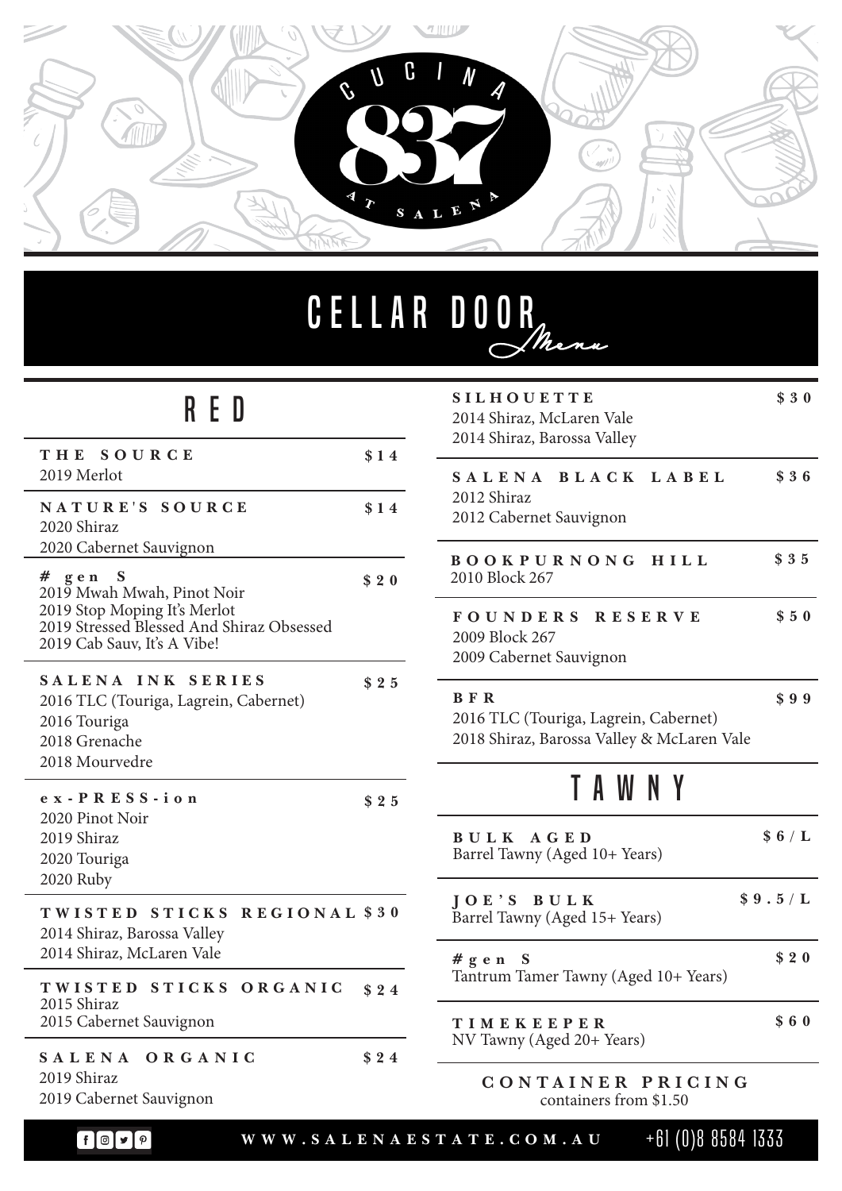CUCINA 837 AT SALENA

# CELLAR DOOR *Menu*

## RED

**THE SOURCE** $14
2019 Merlot

**NATURE'S SOURCE** $14
2020 Shiraz
2020 Cabernet Sauvignon

**# gen S** $20
2019 Mwah Mwah, Pinot Noir
2019 Stop Moping It's Merlot
2019 Stressed Blessed And Shiraz Obsessed
2019 Cab Sauv, It's A Vibe!

**SALENA INK SERIES** $25
2016 TLC (Touriga, Lagrein, Cabernet)
2016 Touriga
2018 Grenache
2018 Mourvedre

**ex-PRESS-ion** $25
2020 Pinot Noir
2019 Shiraz
2020 Touriga
2020 Ruby

**TWISTED STICKS REGIONAL** $30
2014 Shiraz, Barossa Valley
2014 Shiraz, McLaren Vale

**TWISTED STICKS ORGANIC** $24
2015 Shiraz
2015 Cabernet Sauvignon

**SALENA ORGANIC** $24
2019 Shiraz
2019 Cabernet Sauvignon

**SILHOUETTE** $30
2014 Shiraz, McLaren Vale
2014 Shiraz, Barossa Valley

**SALENA BLACK LABEL** $36
2012 Shiraz
2012 Cabernet Sauvignon

**BOOKPURNONG HILL** $35
2010 Block 267

**FOUNDERS RESERVE** $50
2009 Block 267
2009 Cabernet Sauvignon

**BFR** $99
2016 TLC (Touriga, Lagrein, Cabernet)
2018 Shiraz, Barossa Valley & McLaren Vale

## TAWNY

**BULK AGED** $6/L
Barrel Tawny (Aged 10+ Years)

**JOE'S BULK** $9.5/L
Barrel Tawny (Aged 15+ Years)

**#gen S** $20
Tantrum Tamer Tawny (Aged 10+ Years)

**TIMEKEEPER** $60
NV Tawny (Aged 20+ Years)

**CONTAINER PRICING**
containers from $1.50

WWW.SALENAESTATE.COM.AU +61 (0)8 8584 1333